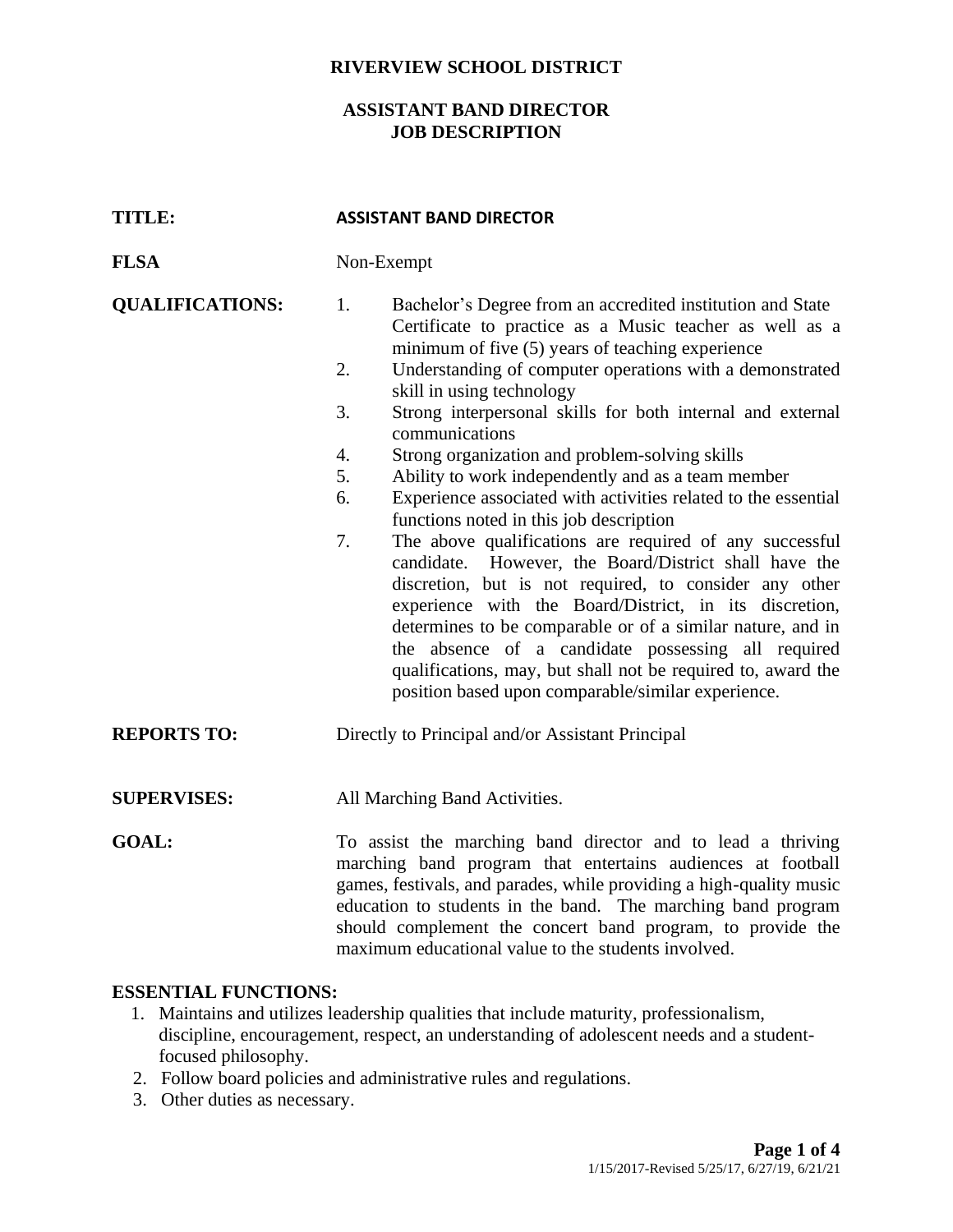# RIVERVIEW SCHOOL DISTRICT

## ASSISTANT BAND DIRECTOR
## JOB DESCRIPTION

**TITLE:** **ASSISTANT BAND DIRECTOR**

**FLSA** Non-Exempt

**QUALIFICATIONS:**

1. Bachelor's Degree from an accredited institution and State Certificate to practice as a Music teacher as well as a minimum of five (5) years of teaching experience
2. Understanding of computer operations with a demonstrated skill in using technology
3. Strong interpersonal skills for both internal and external communications
4. Strong organization and problem-solving skills
5. Ability to work independently and as a team member
6. Experience associated with activities related to the essential functions noted in this job description
7. The above qualifications are required of any successful candidate. However, the Board/District shall have the discretion, but is not required, to consider any other experience with the Board/District, in its discretion, determines to be comparable or of a similar nature, and in the absence of a candidate possessing all required qualifications, may, but shall not be required to, award the position based upon comparable/similar experience.

**REPORTS TO:** Directly to Principal and/or Assistant Principal

**SUPERVISES:** All Marching Band Activities.

**GOAL:** To assist the marching band director and to lead a thriving marching band program that entertains audiences at football games, festivals, and parades, while providing a high-quality music education to students in the band. The marching band program should complement the concert band program, to provide the maximum educational value to the students involved.

**ESSENTIAL FUNCTIONS:**

1. Maintains and utilizes leadership qualities that include maturity, professionalism, discipline, encouragement, respect, an understanding of adolescent needs and a student-focused philosophy.
2. Follow board policies and administrative rules and regulations.
3. Other duties as necessary.

1/15/2017-Revised 5/25/17, 6/27/19, 6/21/21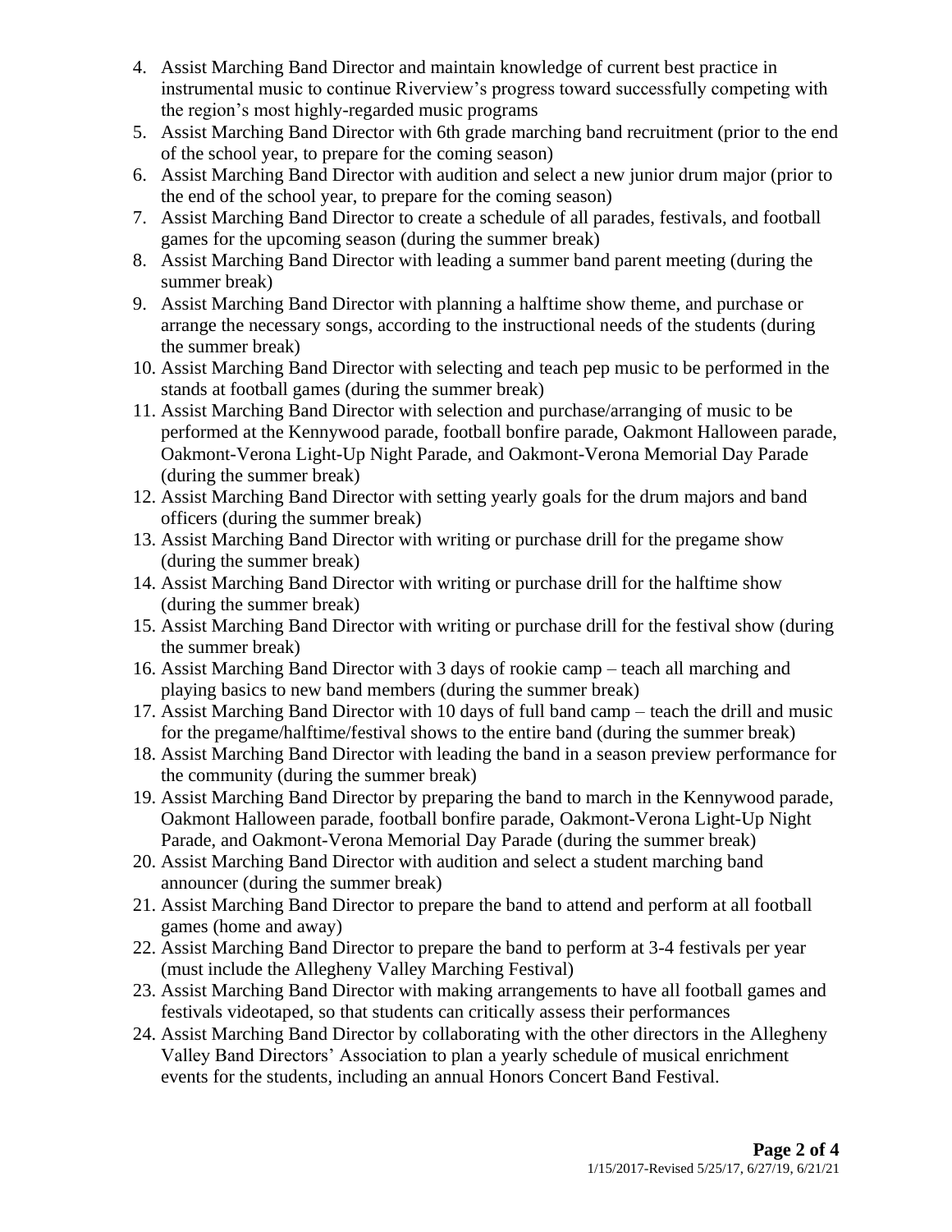4. Assist Marching Band Director and maintain knowledge of current best practice in instrumental music to continue Riverview's progress toward successfully competing with the region's most highly-regarded music programs
5. Assist Marching Band Director with 6th grade marching band recruitment (prior to the end of the school year, to prepare for the coming season)
6. Assist Marching Band Director with audition and select a new junior drum major (prior to the end of the school year, to prepare for the coming season)
7. Assist Marching Band Director to create a schedule of all parades, festivals, and football games for the upcoming season (during the summer break)
8. Assist Marching Band Director with leading a summer band parent meeting (during the summer break)
9. Assist Marching Band Director with planning a halftime show theme, and purchase or arrange the necessary songs, according to the instructional needs of the students (during the summer break)
10. Assist Marching Band Director with selecting and teach pep music to be performed in the stands at football games (during the summer break)
11. Assist Marching Band Director with selection and purchase/arranging of music to be performed at the Kennywood parade, football bonfire parade, Oakmont Halloween parade, Oakmont-Verona Light-Up Night Parade, and Oakmont-Verona Memorial Day Parade (during the summer break)
12. Assist Marching Band Director with setting yearly goals for the drum majors and band officers (during the summer break)
13. Assist Marching Band Director with writing or purchase drill for the pregame show (during the summer break)
14. Assist Marching Band Director with writing or purchase drill for the halftime show (during the summer break)
15. Assist Marching Band Director with writing or purchase drill for the festival show (during the summer break)
16. Assist Marching Band Director with 3 days of rookie camp – teach all marching and playing basics to new band members (during the summer break)
17. Assist Marching Band Director with 10 days of full band camp – teach the drill and music for the pregame/halftime/festival shows to the entire band (during the summer break)
18. Assist Marching Band Director with leading the band in a season preview performance for the community (during the summer break)
19. Assist Marching Band Director by preparing the band to march in the Kennywood parade, Oakmont Halloween parade, football bonfire parade, Oakmont-Verona Light-Up Night Parade, and Oakmont-Verona Memorial Day Parade (during the summer break)
20. Assist Marching Band Director with audition and select a student marching band announcer (during the summer break)
21. Assist Marching Band Director to prepare the band to attend and perform at all football games (home and away)
22. Assist Marching Band Director to prepare the band to perform at 3-4 festivals per year (must include the Allegheny Valley Marching Festival)
23. Assist Marching Band Director with making arrangements to have all football games and festivals videotaped, so that students can critically assess their performances
24. Assist Marching Band Director by collaborating with the other directors in the Allegheny Valley Band Directors' Association to plan a yearly schedule of musical enrichment events for the students, including an annual Honors Concert Band Festival.

1/15/2017-Revised 5/25/17, 6/27/19, 6/21/21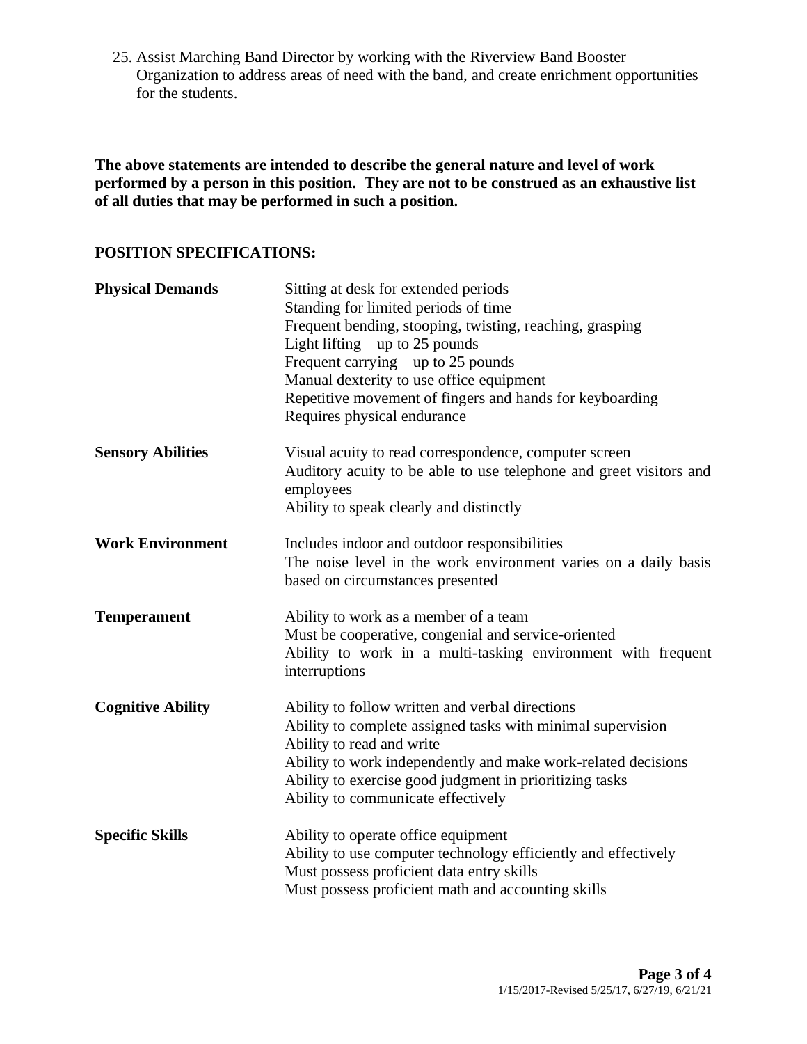25. Assist Marching Band Director by working with the Riverview Band Booster Organization to address areas of need with the band, and create enrichment opportunities for the students.

**The above statements are intended to describe the general nature and level of work performed by a person in this position. They are not to be construed as an exhaustive list of all duties that may be performed in such a position.**

## POSITION SPECIFICATIONS:

**Physical Demands**

Sitting at desk for extended periods
Standing for limited periods of time
Frequent bending, stooping, twisting, reaching, grasping
Light lifting – up to 25 pounds
Frequent carrying – up to 25 pounds
Manual dexterity to use office equipment
Repetitive movement of fingers and hands for keyboarding
Requires physical endurance

**Sensory Abilities**

Visual acuity to read correspondence, computer screen
Auditory acuity to be able to use telephone and greet visitors and employees
Ability to speak clearly and distinctly

**Work Environment**

Includes indoor and outdoor responsibilities
The noise level in the work environment varies on a daily basis based on circumstances presented

**Temperament**

Ability to work as a member of a team
Must be cooperative, congenial and service-oriented
Ability to work in a multi-tasking environment with frequent interruptions

**Cognitive Ability**

Ability to follow written and verbal directions
Ability to complete assigned tasks with minimal supervision
Ability to read and write
Ability to work independently and make work-related decisions
Ability to exercise good judgment in prioritizing tasks
Ability to communicate effectively

**Specific Skills**

Ability to operate office equipment
Ability to use computer technology efficiently and effectively
Must possess proficient data entry skills
Must possess proficient math and accounting skills

1/15/2017-Revised 5/25/17, 6/27/19, 6/21/21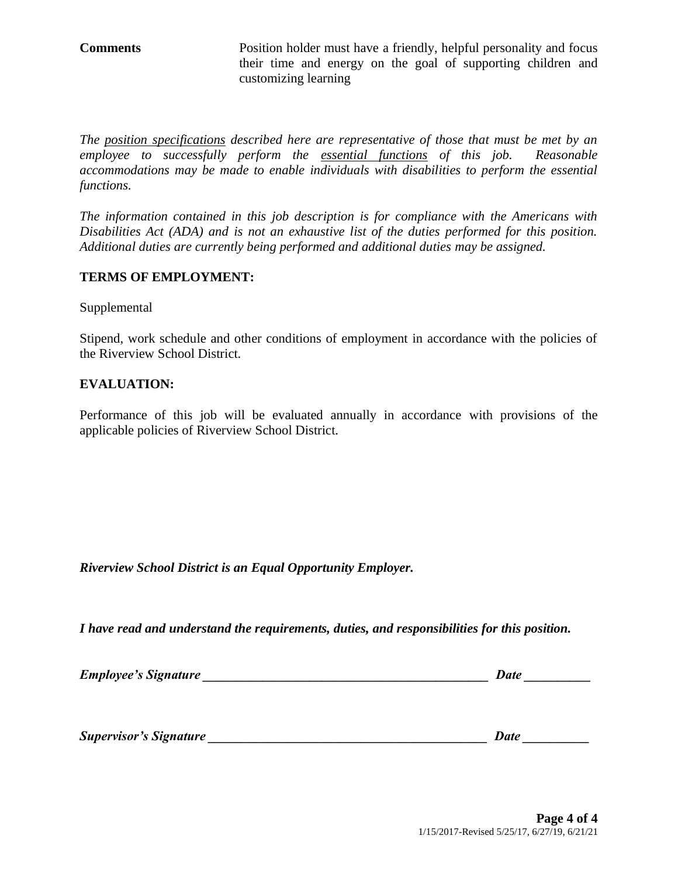**Comments** Position holder must have a friendly, helpful personality and focus their time and energy on the goal of supporting children and customizing learning

*The position specifications described here are representative of those that must be met by an employee to successfully perform the essential functions of this job. Reasonable accommodations may be made to enable individuals with disabilities to perform the essential functions.*

*The information contained in this job description is for compliance with the Americans with Disabilities Act (ADA) and is not an exhaustive list of the duties performed for this position. Additional duties are currently being performed and additional duties may be assigned.*

**TERMS OF EMPLOYMENT:**

Supplemental

Stipend, work schedule and other conditions of employment in accordance with the policies of the Riverview School District.

**EVALUATION:**

Performance of this job will be evaluated annually in accordance with provisions of the applicable policies of Riverview School District.

***Riverview School District is an Equal Opportunity Employer.***

***I have read and understand the requirements, duties, and responsibilities for this position.***

***Employee's Signature*** ____________________________________________ ***Date*** __________

***Supervisor's Signature*** ___________________________________________ ***Date*** __________

1/15/2017-Revised 5/25/17, 6/27/19, 6/21/21